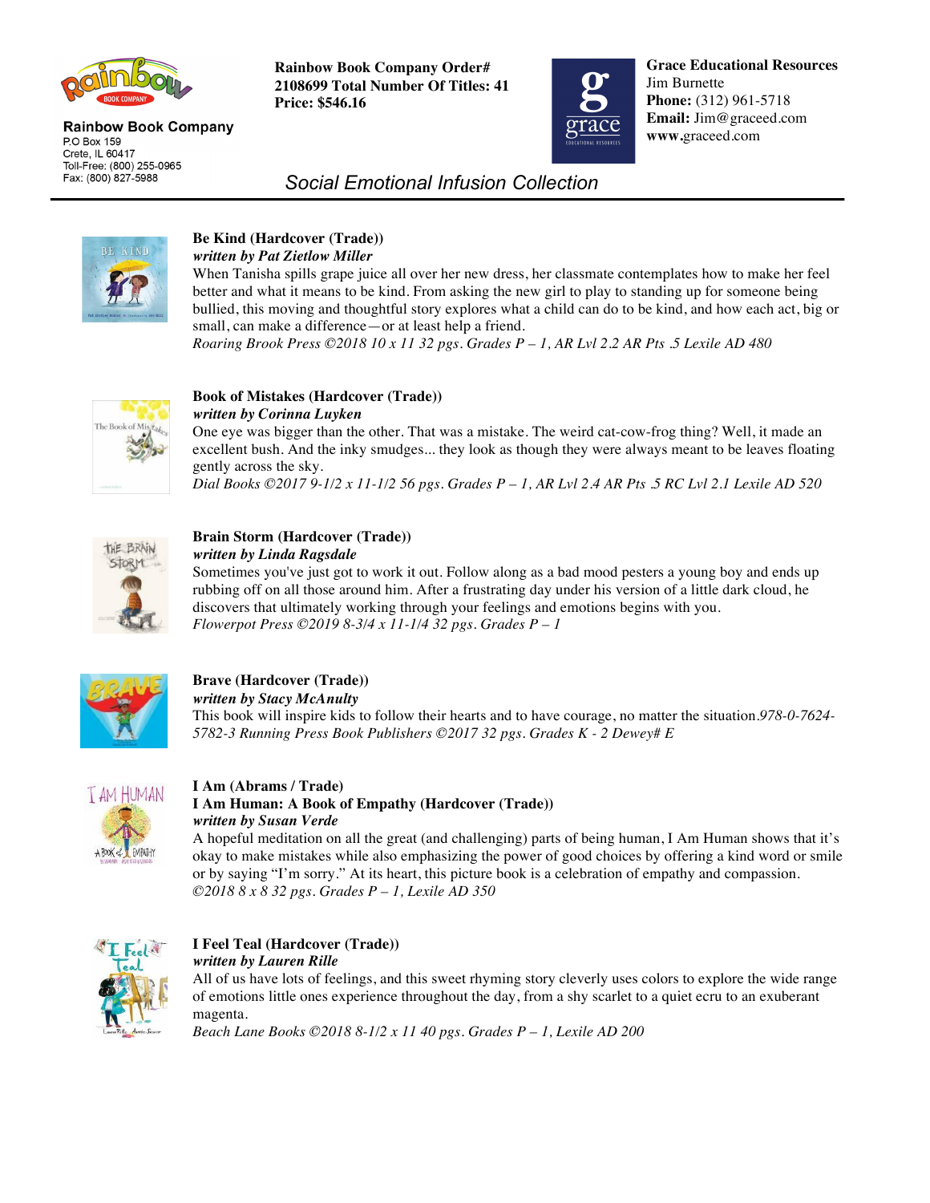**Rainbow Book Company**
P.O Box 159
Crete, IL 60417
Toll-Free: (800) 255-0965
Fax: (800) 827-5988

**Rainbow Book Company Order# 2108699 Total Number Of Titles: 41**
**Price: $546.16**

**Grace Educational Resources**
Jim Burnette
**Phone:** (312) 961-5718
**Email:** Jim@graceed.com
**www.**graceed.com

*Social Emotional Infusion Collection*

---

**Be Kind (Hardcover (Trade))**
***written by Pat Zietlow Miller***
When Tanisha spills grape juice all over her new dress, her classmate contemplates how to make her feel better and what it means to be kind. From asking the new girl to play to standing up for someone being bullied, this moving and thoughtful story explores what a child can do to be kind, and how each act, big or small, can make a difference—or at least help a friend.
*Roaring Brook Press ©2018 10 x 11 32 pgs. Grades P – 1, AR Lvl 2.2 AR Pts .5 Lexile AD 480*

**Book of Mistakes (Hardcover (Trade))**
***written by Corinna Luyken***
One eye was bigger than the other. That was a mistake. The weird cat-cow-frog thing? Well, it made an excellent bush. And the inky smudges... they look as though they were always meant to be leaves floating gently across the sky.
*Dial Books ©2017 9-1/2 x 11-1/2 56 pgs. Grades P – 1, AR Lvl 2.4 AR Pts .5 RC Lvl 2.1 Lexile AD 520*

**Brain Storm (Hardcover (Trade))**
***written by Linda Ragsdale***
Sometimes you've just got to work it out. Follow along as a bad mood pesters a young boy and ends up rubbing off on all those around him. After a frustrating day under his version of a little dark cloud, he discovers that ultimately working through your feelings and emotions begins with you.
*Flowerpot Press ©2019 8-3/4 x 11-1/4 32 pgs. Grades P – 1*

**Brave (Hardcover (Trade))**
***written by Stacy McAnulty***
This book will inspire kids to follow their hearts and to have courage, no matter the situation.*978-0-7624-5782-3 Running Press Book Publishers ©2017 32 pgs. Grades K - 2 Dewey# E*

**I Am (Abrams / Trade)**
**I Am Human: A Book of Empathy (Hardcover (Trade))**
***written by Susan Verde***
A hopeful meditation on all the great (and challenging) parts of being human, I Am Human shows that it's okay to make mistakes while also emphasizing the power of good choices by offering a kind word or smile or by saying "I'm sorry." At its heart, this picture book is a celebration of empathy and compassion.
*©2018 8 x 8 32 pgs. Grades P – 1, Lexile AD 350*

**I Feel Teal (Hardcover (Trade))**
***written by Lauren Rille***
All of us have lots of feelings, and this sweet rhyming story cleverly uses colors to explore the wide range of emotions little ones experience throughout the day, from a shy scarlet to a quiet ecru to an exuberant magenta.
*Beach Lane Books ©2018 8-1/2 x 11 40 pgs. Grades P – 1, Lexile AD 200*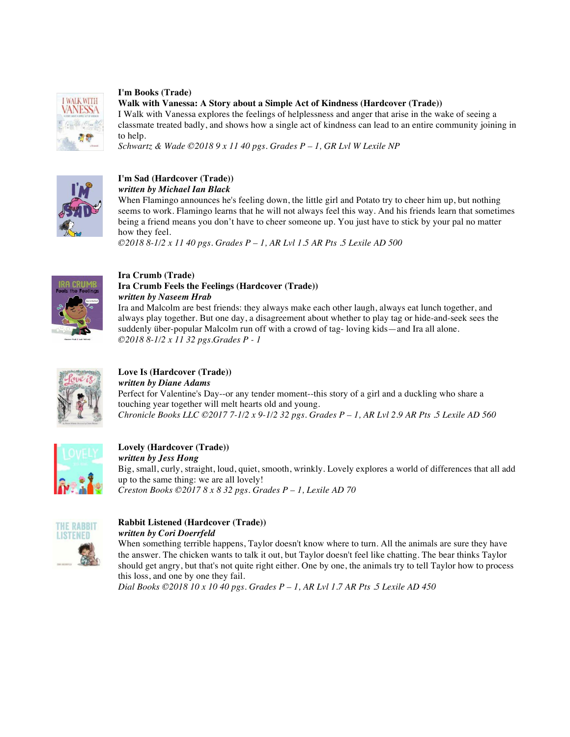**I'm Books (Trade)**

**Walk with Vanessa: A Story about a Simple Act of Kindness (Hardcover (Trade))**

I Walk with Vanessa explores the feelings of helplessness and anger that arise in the wake of seeing a classmate treated badly, and shows how a single act of kindness can lead to an entire community joining in to help.

*Schwartz & Wade ©2018 9 x 11 40 pgs. Grades P – 1, GR Lvl W Lexile NP*

**I'm Sad (Hardcover (Trade))**

***written by Michael Ian Black***

When Flamingo announces he's feeling down, the little girl and Potato try to cheer him up, but nothing seems to work. Flamingo learns that he will not always feel this way. And his friends learn that sometimes being a friend means you don't have to cheer someone up. You just have to stick by your pal no matter how they feel.

*©2018 8-1/2 x 11 40 pgs. Grades P – 1, AR Lvl 1.5 AR Pts .5 Lexile AD 500*

**Ira Crumb (Trade)**

**Ira Crumb Feels the Feelings (Hardcover (Trade))**

***written by Naseem Hrab***

Ira and Malcolm are best friends: they always make each other laugh, always eat lunch together, and always play together. But one day, a disagreement about whether to play tag or hide-and-seek sees the suddenly über-popular Malcolm run off with a crowd of tag- loving kids—and Ira all alone.

*©2018 8-1/2 x 11 32 pgs.Grades P - 1*

**Love Is (Hardcover (Trade))**

***written by Diane Adams***

Perfect for Valentine's Day--or any tender moment--this story of a girl and a duckling who share a touching year together will melt hearts old and young.

*Chronicle Books LLC ©2017 7-1/2 x 9-1/2 32 pgs. Grades P – 1, AR Lvl 2.9 AR Pts .5 Lexile AD 560*

**Lovely (Hardcover (Trade))**

***written by Jess Hong***

Big, small, curly, straight, loud, quiet, smooth, wrinkly. Lovely explores a world of differences that all add up to the same thing: we are all lovely!

*Creston Books ©2017 8 x 8 32 pgs. Grades P – 1, Lexile AD 70*

**Rabbit Listened (Hardcover (Trade))**

***written by Cori Doerrfeld***

When something terrible happens, Taylor doesn't know where to turn. All the animals are sure they have the answer. The chicken wants to talk it out, but Taylor doesn't feel like chatting. The bear thinks Taylor should get angry, but that's not quite right either. One by one, the animals try to tell Taylor how to process this loss, and one by one they fail.

*Dial Books ©2018 10 x 10 40 pgs. Grades P – 1, AR Lvl 1.7 AR Pts .5 Lexile AD 450*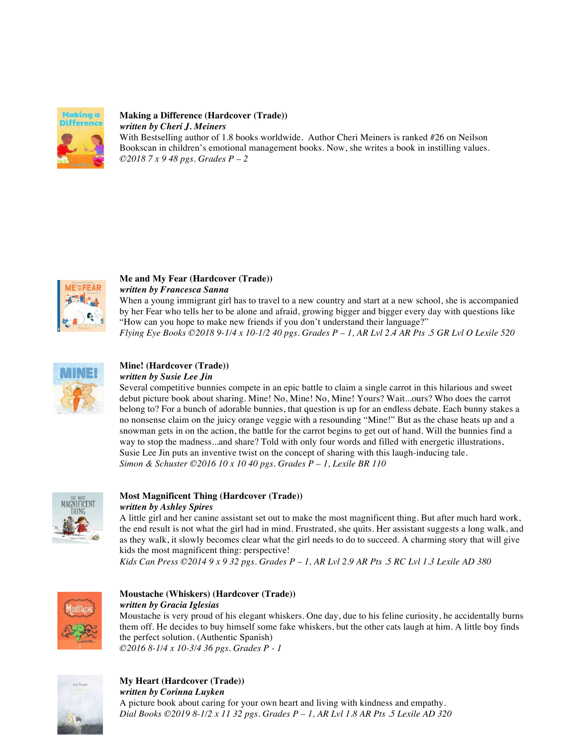**Making a Difference (Hardcover (Trade))**
***written by Cheri J. Meiners***
With Bestselling author of 1.8 books worldwide.  Author Cheri Meiners is ranked #26 on Neilson Bookscan in children's emotional management books. Now, she writes a book in instilling values.
*©2018 7 x 9 48 pgs. Grades P – 2*

**Me and My Fear (Hardcover (Trade))**
***written by Francesca Sanna***
When a young immigrant girl has to travel to a new country and start at a new school, she is accompanied by her Fear who tells her to be alone and afraid, growing bigger and bigger every day with questions like "How can you hope to make new friends if you don't understand their language?"
*Flying Eye Books ©2018 9-1/4 x 10-1/2 40 pgs. Grades P – 1, AR Lvl 2.4 AR Pts .5 GR Lvl O Lexile 520*

**Mine! (Hardcover (Trade))**
***written by Susie Lee Jin***
Several competitive bunnies compete in an epic battle to claim a single carrot in this hilarious and sweet debut picture book about sharing. Mine! No, Mine! No, Mine! Yours? Wait...ours? Who does the carrot belong to? For a bunch of adorable bunnies, that question is up for an endless debate. Each bunny stakes a no nonsense claim on the juicy orange veggie with a resounding "Mine!" But as the chase heats up and a snowman gets in on the action, the battle for the carrot begins to get out of hand. Will the bunnies find a way to stop the madness...and share? Told with only four words and filled with energetic illustrations, Susie Lee Jin puts an inventive twist on the concept of sharing with this laugh-inducing tale.
*Simon & Schuster ©2016 10 x 10 40 pgs. Grades P – 1, Lexile BR 110*

**Most Magnificent Thing (Hardcover (Trade))**
***written by Ashley Spires***
A little girl and her canine assistant set out to make the most magnificent thing. But after much hard work, the end result is not what the girl had in mind. Frustrated, she quits. Her assistant suggests a long walk, and as they walk, it slowly becomes clear what the girl needs to do to succeed. A charming story that will give kids the most magnificent thing: perspective!
*Kids Can Press ©2014 9 x 9 32 pgs. Grades P – 1, AR Lvl 2.9 AR Pts .5 RC Lvl 1.3 Lexile AD 380*

**Moustache (Whiskers) (Hardcover (Trade))**
***written by Gracia Iglesias***
Moustache is very proud of his elegant whiskers. One day, due to his feline curiosity, he accidentally burns them off. He decides to buy himself some fake whiskers, but the other cats laugh at him. A little boy finds the perfect solution. (Authentic Spanish)
*©2016 8-1/4 x 10-3/4 36 pgs. Grades P - 1*

**My Heart (Hardcover (Trade))**
***written by Corinna Luyken***
A picture book about caring for your own heart and living with kindness and empathy.
*Dial Books ©2019 8-1/2 x 11 32 pgs. Grades P – 1, AR Lvl 1.8 AR Pts .5 Lexile AD 320*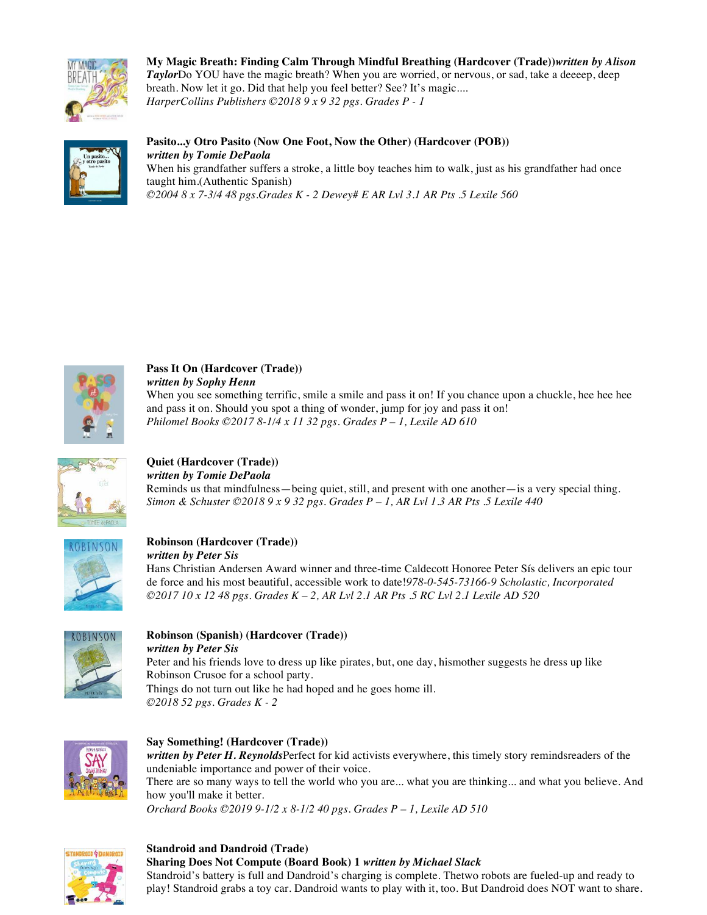**My Magic Breath: Finding Calm Through Mindful Breathing (Hardcover (Trade))** ***written by Alison Taylor***Do YOU have the magic breath? When you are worried, or nervous, or sad, take a deeeep, deep breath. Now let it go. Did that help you feel better? See? It's magic....
*HarperCollins Publishers ©2018 9 x 9 32 pgs. Grades P - 1*

**Pasito...y Otro Pasito (Now One Foot, Now the Other) (Hardcover (POB))**
***written by Tomie DePaola***
When his grandfather suffers a stroke, a little boy teaches him to walk, just as his grandfather had once taught him.(Authentic Spanish)
*©2004 8 x 7-3/4 48 pgs.Grades K - 2 Dewey# E AR Lvl 3.1 AR Pts .5 Lexile 560*

**Pass It On (Hardcover (Trade))**
***written by Sophy Henn***
When you see something terrific, smile a smile and pass it on! If you chance upon a chuckle, hee hee hee and pass it on. Should you spot a thing of wonder, jump for joy and pass it on!
*Philomel Books ©2017 8-1/4 x 11 32 pgs. Grades P – 1, Lexile AD 610*

**Quiet (Hardcover (Trade))**
***written by Tomie DePaola***
Reminds us that mindfulness—being quiet, still, and present with one another—is a very special thing.
*Simon & Schuster ©2018 9 x 9 32 pgs. Grades P – 1, AR Lvl 1.3 AR Pts .5 Lexile 440*

**Robinson (Hardcover (Trade))**
***written by Peter Sis***
Hans Christian Andersen Award winner and three-time Caldecott Honoree Peter Sís delivers an epic tour de force and his most beautiful, accessible work to date!*978-0-545-73166-9 Scholastic, Incorporated ©2017 10 x 12 48 pgs. Grades K – 2, AR Lvl 2.1 AR Pts .5 RC Lvl 2.1 Lexile AD 520*

**Robinson (Spanish) (Hardcover (Trade))**
***written by Peter Sis***
Peter and his friends love to dress up like pirates, but, one day, hismother suggests he dress up like Robinson Crusoe for a school party.
Things do not turn out like he had hoped and he goes home ill.
*©2018 52 pgs. Grades K - 2*

**Say Something! (Hardcover (Trade))**
***written by Peter H. Reynolds***Perfect for kid activists everywhere, this timely story remindsreaders of the undeniable importance and power of their voice.
There are so many ways to tell the world who you are... what you are thinking... and what you believe. And how you'll make it better.
*Orchard Books ©2019 9-1/2 x 8-1/2 40 pgs. Grades P – 1, Lexile AD 510*

**Standroid and Dandroid (Trade)**
**Sharing Does Not Compute (Board Book) 1** ***written by Michael Slack***
Standroid's battery is full and Dandroid's charging is complete. Thetwo robots are fueled-up and ready to play! Standroid grabs a toy car. Dandroid wants to play with it, too. But Dandroid does NOT want to share.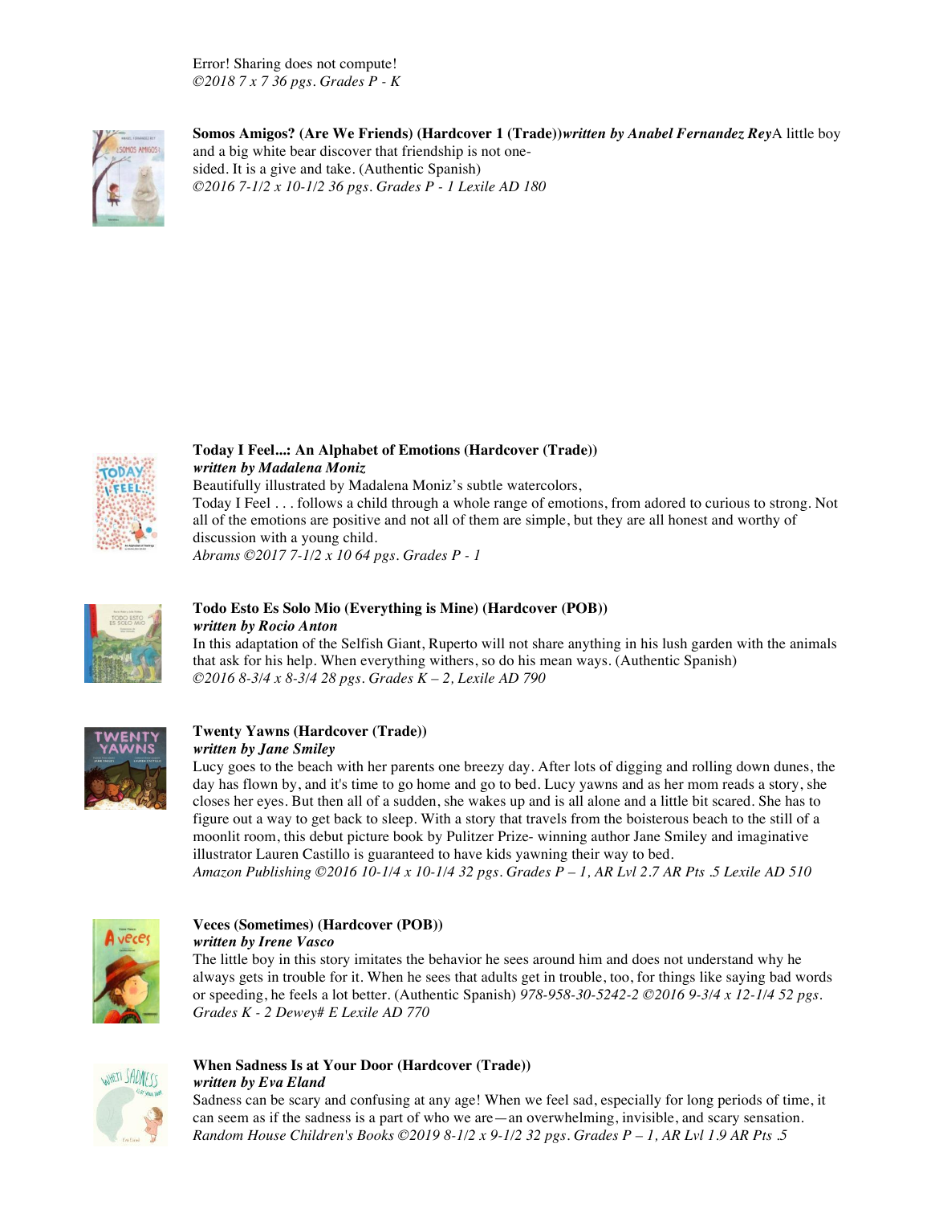Error! Sharing does not compute!
*©2018 7 x 7 36 pgs. Grades P - K*

**Somos Amigos? (Are We Friends) (Hardcover 1 (Trade))** ***written by Anabel Fernandez Rey*** A little boy and a big white bear discover that friendship is not one-sided. It is a give and take. (Authentic Spanish)
*©2016 7-1/2 x 10-1/2 36 pgs. Grades P - 1 Lexile AD 180*

**Today I Feel...: An Alphabet of Emotions (Hardcover (Trade))**
***written by Madalena Moniz***
Beautifully illustrated by Madalena Moniz's subtle watercolors,
Today I Feel . . . follows a child through a whole range of emotions, from adored to curious to strong. Not all of the emotions are positive and not all of them are simple, but they are all honest and worthy of discussion with a young child.
*Abrams ©2017 7-1/2 x 10 64 pgs. Grades P - 1*

**Todo Esto Es Solo Mio (Everything is Mine) (Hardcover (POB))**
***written by Rocio Anton***
In this adaptation of the Selfish Giant, Ruperto will not share anything in his lush garden with the animals that ask for his help. When everything withers, so do his mean ways. (Authentic Spanish)
*©2016 8-3/4 x 8-3/4 28 pgs. Grades K – 2, Lexile AD 790*

**Twenty Yawns (Hardcover (Trade))**
***written by Jane Smiley***
Lucy goes to the beach with her parents one breezy day. After lots of digging and rolling down dunes, the day has flown by, and it's time to go home and go to bed. Lucy yawns and as her mom reads a story, she closes her eyes. But then all of a sudden, she wakes up and is all alone and a little bit scared. She has to figure out a way to get back to sleep. With a story that travels from the boisterous beach to the still of a moonlit room, this debut picture book by Pulitzer Prize- winning author Jane Smiley and imaginative illustrator Lauren Castillo is guaranteed to have kids yawning their way to bed.
*Amazon Publishing ©2016 10-1/4 x 10-1/4 32 pgs. Grades P – 1, AR Lvl 2.7 AR Pts .5 Lexile AD 510*

**Veces (Sometimes) (Hardcover (POB))**
***written by Irene Vasco***
The little boy in this story imitates the behavior he sees around him and does not understand why he always gets in trouble for it. When he sees that adults get in trouble, too, for things like saying bad words or speeding, he feels a lot better. (Authentic Spanish) *978-958-30-5242-2 ©2016 9-3/4 x 12-1/4 52 pgs. Grades K - 2 Dewey# E Lexile AD 770*

**When Sadness Is at Your Door (Hardcover (Trade))**
***written by Eva Eland***
Sadness can be scary and confusing at any age! When we feel sad, especially for long periods of time, it can seem as if the sadness is a part of who we are—an overwhelming, invisible, and scary sensation.
*Random House Children's Books ©2019 8-1/2 x 9-1/2 32 pgs. Grades P – 1, AR Lvl 1.9 AR Pts .5*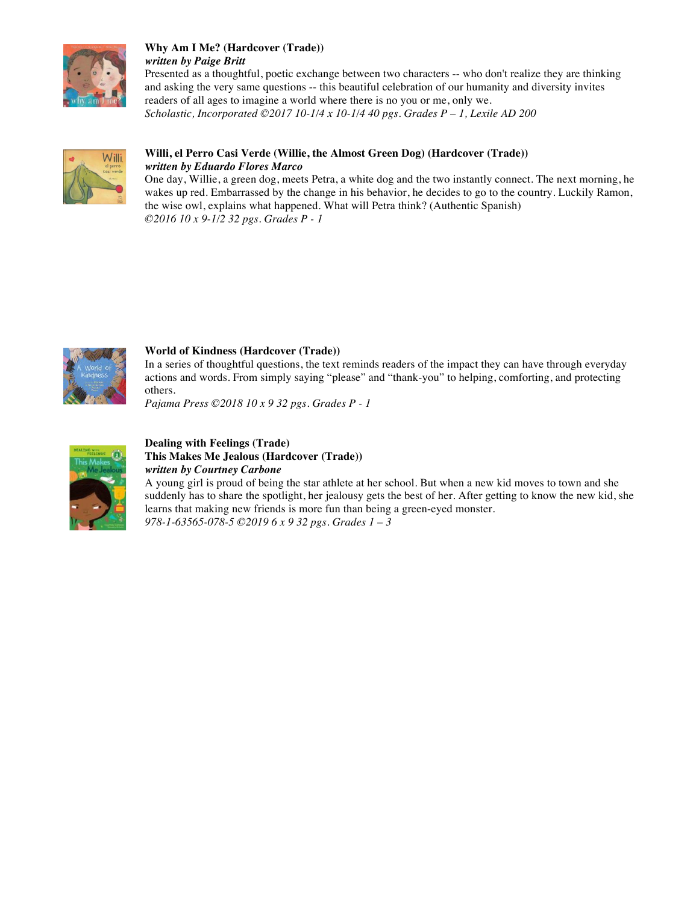**Why Am I Me? (Hardcover (Trade))**
***written by Paige Britt***
Presented as a thoughtful, poetic exchange between two characters -- who don't realize they are thinking and asking the very same questions -- this beautiful celebration of our humanity and diversity invites readers of all ages to imagine a world where there is no you or me, only we.
*Scholastic, Incorporated ©2017 10-1/4 x 10-1/4 40 pgs. Grades P – 1, Lexile AD 200*

**Willi, el Perro Casi Verde (Willie, the Almost Green Dog) (Hardcover (Trade))**
***written by Eduardo Flores Marco***
One day, Willie, a green dog, meets Petra, a white dog and the two instantly connect. The next morning, he wakes up red. Embarrassed by the change in his behavior, he decides to go to the country. Luckily Ramon, the wise owl, explains what happened. What will Petra think? (Authentic Spanish)
*©2016 10 x 9-1/2 32 pgs. Grades P - 1*

**World of Kindness (Hardcover (Trade))**
In a series of thoughtful questions, the text reminds readers of the impact they can have through everyday actions and words. From simply saying "please" and "thank-you" to helping, comforting, and protecting others.
*Pajama Press ©2018 10 x 9 32 pgs. Grades P - 1*

**Dealing with Feelings (Trade)**
**This Makes Me Jealous (Hardcover (Trade))**
***written by Courtney Carbone***
A young girl is proud of being the star athlete at her school. But when a new kid moves to town and she suddenly has to share the spotlight, her jealousy gets the best of her. After getting to know the new kid, she learns that making new friends is more fun than being a green-eyed monster.
*978-1-63565-078-5 ©2019 6 x 9 32 pgs. Grades 1 – 3*